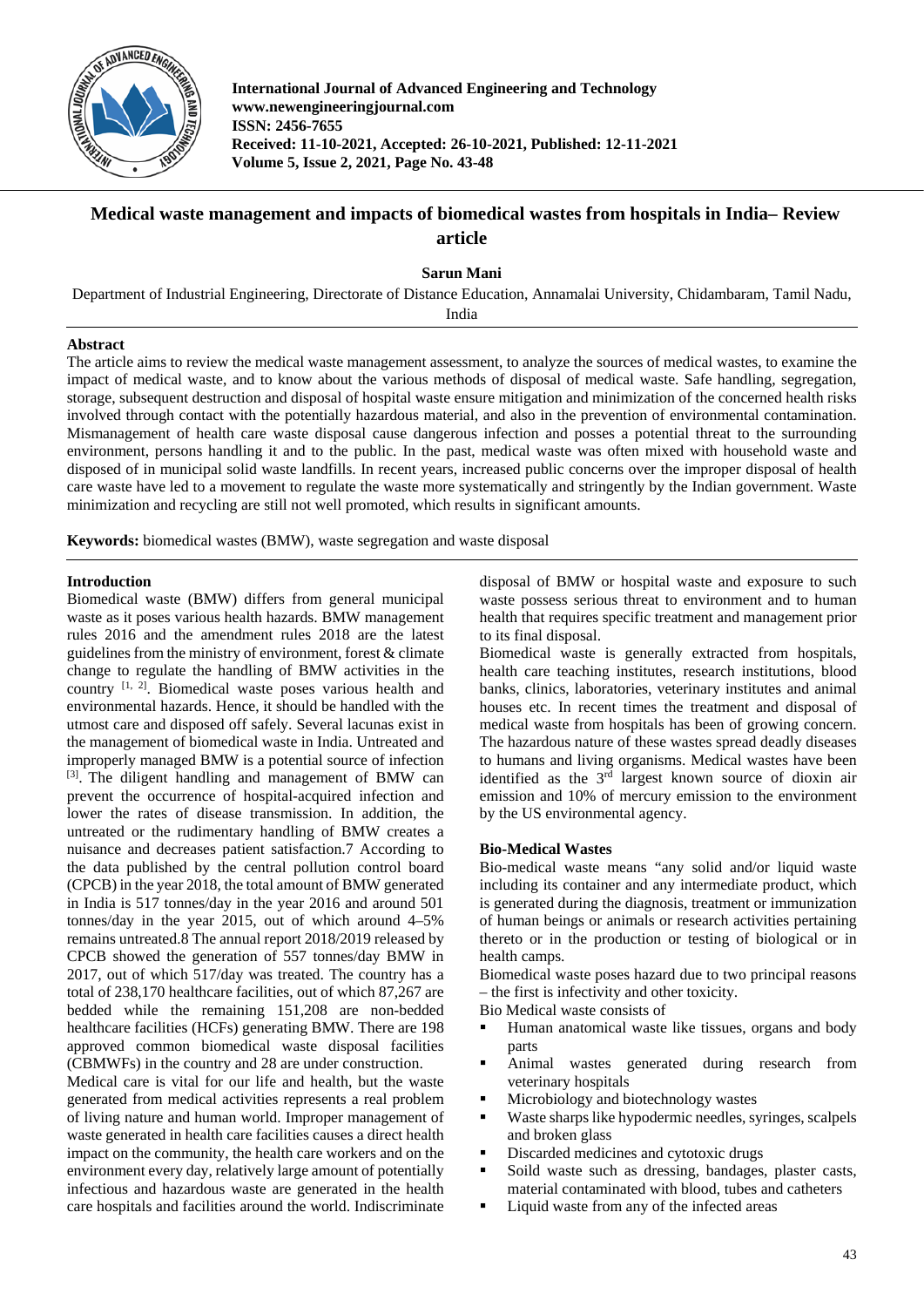International Journal of Advanced Engineering and Technology
www.newengineeringjournal.com
ISSN: 2456-7655
Received: 11-10-2021, Accepted: 26-10-2021, Published: 12-11-2021
Volume 5, Issue 2, 2021, Page No. 43-48

# Medical waste management and impacts of biomedical wastes from hospitals in India– Review article

**Sarun Mani**

Department of Industrial Engineering, Directorate of Distance Education, Annamalai University, Chidambaram, Tamil Nadu, India

## Abstract

The article aims to review the medical waste management assessment, to analyze the sources of medical wastes, to examine the impact of medical waste, and to know about the various methods of disposal of medical waste. Safe handling, segregation, storage, subsequent destruction and disposal of hospital waste ensure mitigation and minimization of the concerned health risks involved through contact with the potentially hazardous material, and also in the prevention of environmental contamination. Mismanagement of health care waste disposal cause dangerous infection and posses a potential threat to the surrounding environment, persons handling it and to the public. In the past, medical waste was often mixed with household waste and disposed of in municipal solid waste landfills. In recent years, increased public concerns over the improper disposal of health care waste have led to a movement to regulate the waste more systematically and stringently by the Indian government. Waste minimization and recycling are still not well promoted, which results in significant amounts.

**Keywords:** biomedical wastes (BMW), waste segregation and waste disposal

## Introduction

Biomedical waste (BMW) differs from general municipal waste as it poses various health hazards. BMW management rules 2016 and the amendment rules 2018 are the latest guidelines from the ministry of environment, forest & climate change to regulate the handling of BMW activities in the country [1, 2]. Biomedical waste poses various health and environmental hazards. Hence, it should be handled with the utmost care and disposed off safely. Several lacunas exist in the management of biomedical waste in India. Untreated and improperly managed BMW is a potential source of infection [3]. The diligent handling and management of BMW can prevent the occurrence of hospital-acquired infection and lower the rates of disease transmission. In addition, the untreated or the rudimentary handling of BMW creates a nuisance and decreases patient satisfaction.7 According to the data published by the central pollution control board (CPCB) in the year 2018, the total amount of BMW generated in India is 517 tonnes/day in the year 2016 and around 501 tonnes/day in the year 2015, out of which around 4–5% remains untreated.8 The annual report 2018/2019 released by CPCB showed the generation of 557 tonnes/day BMW in 2017, out of which 517/day was treated. The country has a total of 238,170 healthcare facilities, out of which 87,267 are bedded while the remaining 151,208 are non-bedded healthcare facilities (HCFs) generating BMW. There are 198 approved common biomedical waste disposal facilities (CBMWFs) in the country and 28 are under construction.

Medical care is vital for our life and health, but the waste generated from medical activities represents a real problem of living nature and human world. Improper management of waste generated in health care facilities causes a direct health impact on the community, the health care workers and on the environment every day, relatively large amount of potentially infectious and hazardous waste are generated in the health care hospitals and facilities around the world. Indiscriminate disposal of BMW or hospital waste and exposure to such waste possess serious threat to environment and to human health that requires specific treatment and management prior to its final disposal.

Biomedical waste is generally extracted from hospitals, health care teaching institutes, research institutions, blood banks, clinics, laboratories, veterinary institutes and animal houses etc. In recent times the treatment and disposal of medical waste from hospitals has been of growing concern. The hazardous nature of these wastes spread deadly diseases to humans and living organisms. Medical wastes have been identified as the 3rd largest known source of dioxin air emission and 10% of mercury emission to the environment by the US environmental agency.

## Bio-Medical Wastes

Bio-medical waste means "any solid and/or liquid waste including its container and any intermediate product, which is generated during the diagnosis, treatment or immunization of human beings or animals or research activities pertaining thereto or in the production or testing of biological or in health camps.

Biomedical waste poses hazard due to two principal reasons – the first is infectivity and other toxicity.

Bio Medical waste consists of

- Human anatomical waste like tissues, organs and body parts
- Animal wastes generated during research from veterinary hospitals
- Microbiology and biotechnology wastes
- Waste sharps like hypodermic needles, syringes, scalpels and broken glass
- Discarded medicines and cytotoxic drugs
- Soild waste such as dressing, bandages, plaster casts, material contaminated with blood, tubes and catheters
- Liquid waste from any of the infected areas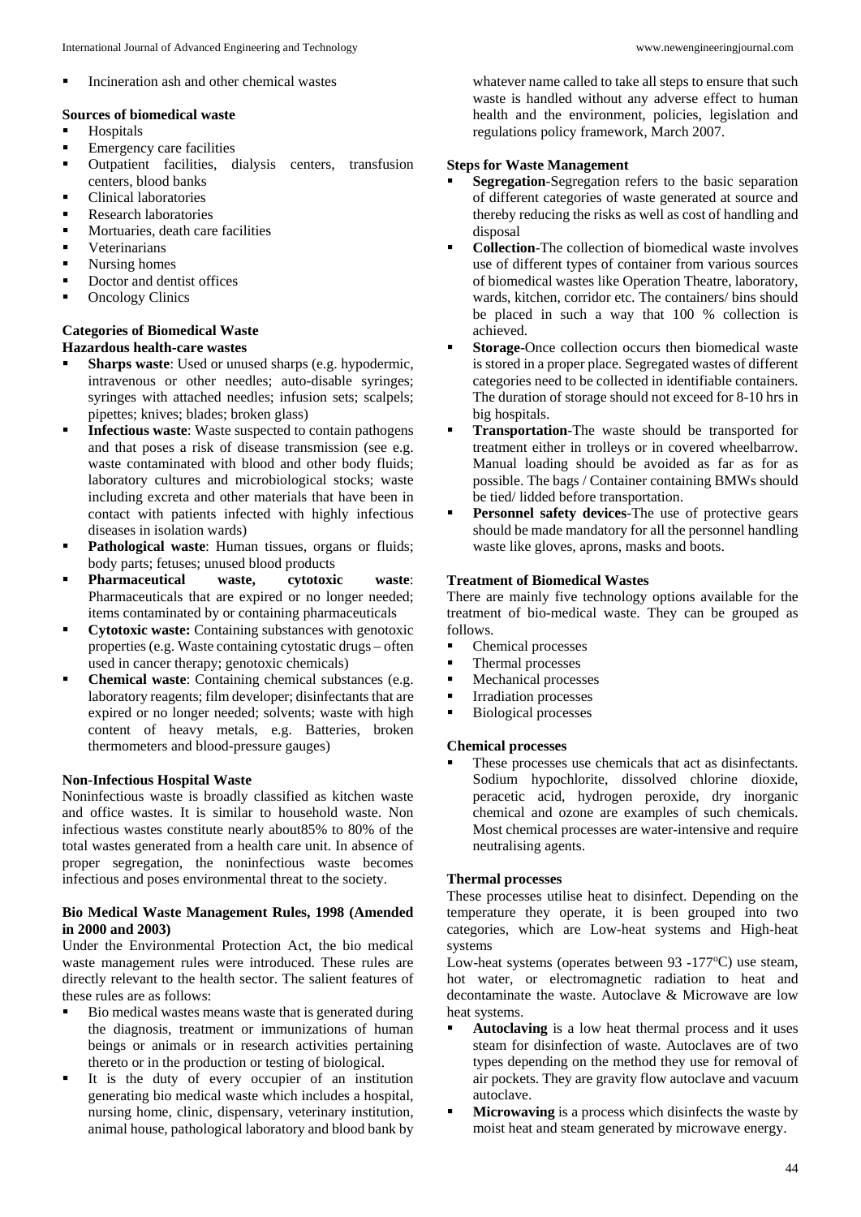- Incineration ash and other chemical wastes

**Sources of biomedical waste**

- Hospitals
- Emergency care facilities
- Outpatient facilities, dialysis centers, transfusion centers, blood banks
- Clinical laboratories
- Research laboratories
- Mortuaries, death care facilities
- Veterinarians
- Nursing homes
- Doctor and dentist offices
- Oncology Clinics

**Categories of Biomedical Waste**

**Hazardous health-care wastes**

- **Sharps waste**: Used or unused sharps (e.g. hypodermic, intravenous or other needles; auto-disable syringes; syringes with attached needles; infusion sets; scalpels; pipettes; knives; blades; broken glass)
- **Infectious waste**: Waste suspected to contain pathogens and that poses a risk of disease transmission (see e.g. waste contaminated with blood and other body fluids; laboratory cultures and microbiological stocks; waste including excreta and other materials that have been in contact with patients infected with highly infectious diseases in isolation wards)
- **Pathological waste**: Human tissues, organs or fluids; body parts; fetuses; unused blood products
- **Pharmaceutical waste, cytotoxic waste**: Pharmaceuticals that are expired or no longer needed; items contaminated by or containing pharmaceuticals
- **Cytotoxic waste:** Containing substances with genotoxic properties (e.g. Waste containing cytostatic drugs – often used in cancer therapy; genotoxic chemicals)
- **Chemical waste**: Containing chemical substances (e.g. laboratory reagents; film developer; disinfectants that are expired or no longer needed; solvents; waste with high content of heavy metals, e.g. Batteries, broken thermometers and blood-pressure gauges)

**Non-Infectious Hospital Waste**

Noninfectious waste is broadly classified as kitchen waste and office wastes. It is similar to household waste. Non infectious wastes constitute nearly about85% to 80% of the total wastes generated from a health care unit. In absence of proper segregation, the noninfectious waste becomes infectious and poses environmental threat to the society.

**Bio Medical Waste Management Rules, 1998 (Amended in 2000 and 2003)**

Under the Environmental Protection Act, the bio medical waste management rules were introduced. These rules are directly relevant to the health sector. The salient features of these rules are as follows:

- Bio medical wastes means waste that is generated during the diagnosis, treatment or immunizations of human beings or animals or in research activities pertaining thereto or in the production or testing of biological.
- It is the duty of every occupier of an institution generating bio medical waste which includes a hospital, nursing home, clinic, dispensary, veterinary institution, animal house, pathological laboratory and blood bank by whatever name called to take all steps to ensure that such waste is handled without any adverse effect to human health and the environment, policies, legislation and regulations policy framework, March 2007.

**Steps for Waste Management**

- **Segregation-**Segregation refers to the basic separation of different categories of waste generated at source and thereby reducing the risks as well as cost of handling and disposal
- **Collection-**The collection of biomedical waste involves use of different types of container from various sources of biomedical wastes like Operation Theatre, laboratory, wards, kitchen, corridor etc. The containers/ bins should be placed in such a way that 100 % collection is achieved.
- **Storage-**Once collection occurs then biomedical waste is stored in a proper place. Segregated wastes of different categories need to be collected in identifiable containers. The duration of storage should not exceed for 8-10 hrs in big hospitals.
- **Transportation-**The waste should be transported for treatment either in trolleys or in covered wheelbarrow. Manual loading should be avoided as far as for as possible. The bags / Container containing BMWs should be tied/ lidded before transportation.
- **Personnel safety devices-**The use of protective gears should be made mandatory for all the personnel handling waste like gloves, aprons, masks and boots.

**Treatment of Biomedical Wastes**

There are mainly five technology options available for the treatment of bio-medical waste. They can be grouped as follows.

- Chemical processes
- Thermal processes
- Mechanical processes
- Irradiation processes
- Biological processes

**Chemical processes**

- These processes use chemicals that act as disinfectants. Sodium hypochlorite, dissolved chlorine dioxide, peracetic acid, hydrogen peroxide, dry inorganic chemical and ozone are examples of such chemicals. Most chemical processes are water-intensive and require neutralising agents.

**Thermal processes**

These processes utilise heat to disinfect. Depending on the temperature they operate, it is been grouped into two categories, which are Low-heat systems and High-heat systems

Low-heat systems (operates between 93 -177$^{o}$C) use steam, hot water, or electromagnetic radiation to heat and decontaminate the waste. Autoclave & Microwave are low heat systems.

- **Autoclaving** is a low heat thermal process and it uses steam for disinfection of waste. Autoclaves are of two types depending on the method they use for removal of air pockets. They are gravity flow autoclave and vacuum autoclave.
- **Microwaving** is a process which disinfects the waste by moist heat and steam generated by microwave energy.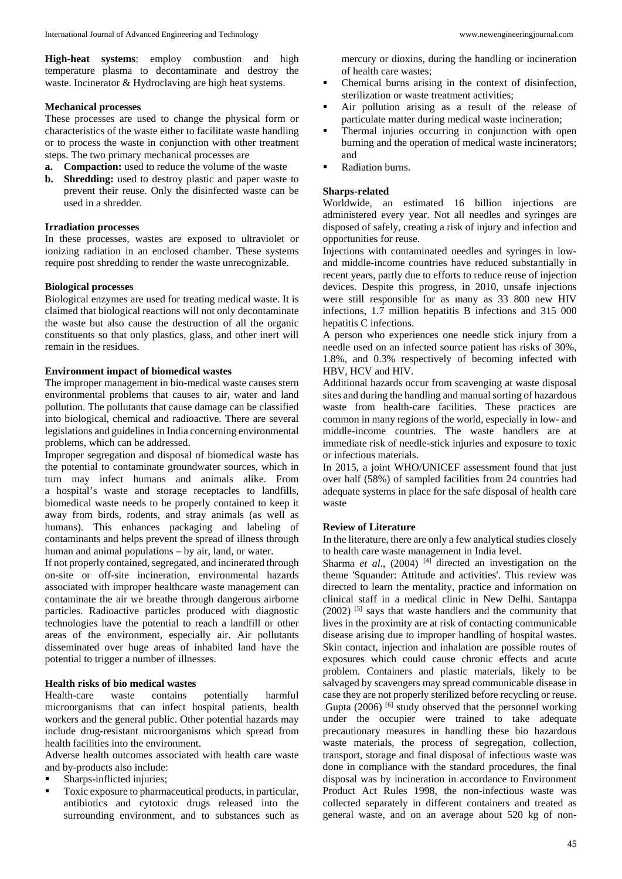**High-heat systems**: employ combustion and high temperature plasma to decontaminate and destroy the waste. Incinerator & Hydroclaving are high heat systems.

#### Mechanical processes

These processes are used to change the physical form or characteristics of the waste either to facilitate waste handling or to process the waste in conjunction with other treatment steps. The two primary mechanical processes are

- **a. Compaction:** used to reduce the volume of the waste
- **b. Shredding:** used to destroy plastic and paper waste to prevent their reuse. Only the disinfected waste can be used in a shredder.

#### Irradiation processes

In these processes, wastes are exposed to ultraviolet or ionizing radiation in an enclosed chamber. These systems require post shredding to render the waste unrecognizable.

#### Biological processes

Biological enzymes are used for treating medical waste. It is claimed that biological reactions will not only decontaminate the waste but also cause the destruction of all the organic constituents so that only plastics, glass, and other inert will remain in the residues.

#### Environment impact of biomedical wastes

The improper management in bio-medical waste causes stern environmental problems that causes to air, water and land pollution. The pollutants that cause damage can be classified into biological, chemical and radioactive. There are several legislations and guidelines in India concerning environmental problems, which can be addressed.

Improper segregation and disposal of biomedical waste has the potential to contaminate groundwater sources, which in turn may infect humans and animals alike. From a hospital's waste and storage receptacles to landfills, biomedical waste needs to be properly contained to keep it away from birds, rodents, and stray animals (as well as humans). This enhances packaging and labeling of contaminants and helps prevent the spread of illness through human and animal populations – by air, land, or water.

If not properly contained, segregated, and incinerated through on-site or off-site incineration, environmental hazards associated with improper healthcare waste management can contaminate the air we breathe through dangerous airborne particles. Radioactive particles produced with diagnostic technologies have the potential to reach a landfill or other areas of the environment, especially air. Air pollutants disseminated over huge areas of inhabited land have the potential to trigger a number of illnesses.

#### Health risks of bio medical wastes

Health-care waste contains potentially harmful microorganisms that can infect hospital patients, health workers and the general public. Other potential hazards may include drug-resistant microorganisms which spread from health facilities into the environment.

Adverse health outcomes associated with health care waste and by-products also include:

- Sharps-inflicted injuries;
- Toxic exposure to pharmaceutical products, in particular, antibiotics and cytotoxic drugs released into the surrounding environment, and to substances such as mercury or dioxins, during the handling or incineration of health care wastes;
- Chemical burns arising in the context of disinfection, sterilization or waste treatment activities;
- Air pollution arising as a result of the release of particulate matter during medical waste incineration;
- Thermal injuries occurring in conjunction with open burning and the operation of medical waste incinerators; and
- Radiation burns.

#### Sharps-related

Worldwide, an estimated 16 billion injections are administered every year. Not all needles and syringes are disposed of safely, creating a risk of injury and infection and opportunities for reuse.

Injections with contaminated needles and syringes in low- and middle-income countries have reduced substantially in recent years, partly due to efforts to reduce reuse of injection devices. Despite this progress, in 2010, unsafe injections were still responsible for as many as 33 800 new HIV infections, 1.7 million hepatitis B infections and 315 000 hepatitis C infections.

A person who experiences one needle stick injury from a needle used on an infected source patient has risks of 30%, 1.8%, and 0.3% respectively of becoming infected with HBV, HCV and HIV.

Additional hazards occur from scavenging at waste disposal sites and during the handling and manual sorting of hazardous waste from health-care facilities. These practices are common in many regions of the world, especially in low- and middle-income countries. The waste handlers are at immediate risk of needle-stick injuries and exposure to toxic or infectious materials.

In 2015, a joint WHO/UNICEF assessment found that just over half (58%) of sampled facilities from 24 countries had adequate systems in place for the safe disposal of health care waste

#### Review of Literature

In the literature, there are only a few analytical studies closely to health care waste management in India level.

Sharma *et al*., (2004) [4] directed an investigation on the theme 'Squander: Attitude and activities'. This review was directed to learn the mentality, practice and information on clinical staff in a medical clinic in New Delhi. Santappa (2002) [5] says that waste handlers and the community that lives in the proximity are at risk of contacting communicable disease arising due to improper handling of hospital wastes. Skin contact, injection and inhalation are possible routes of exposures which could cause chronic effects and acute problem. Containers and plastic materials, likely to be salvaged by scavengers may spread communicable disease in case they are not properly sterilized before recycling or reuse. Gupta (2006) [6] study observed that the personnel working under the occupier were trained to take adequate precautionary measures in handling these bio hazardous waste materials, the process of segregation, collection, transport, storage and final disposal of infectious waste was done in compliance with the standard procedures, the final disposal was by incineration in accordance to Environment Product Act Rules 1998, the non-infectious waste was collected separately in different containers and treated as general waste, and on an average about 520 kg of non-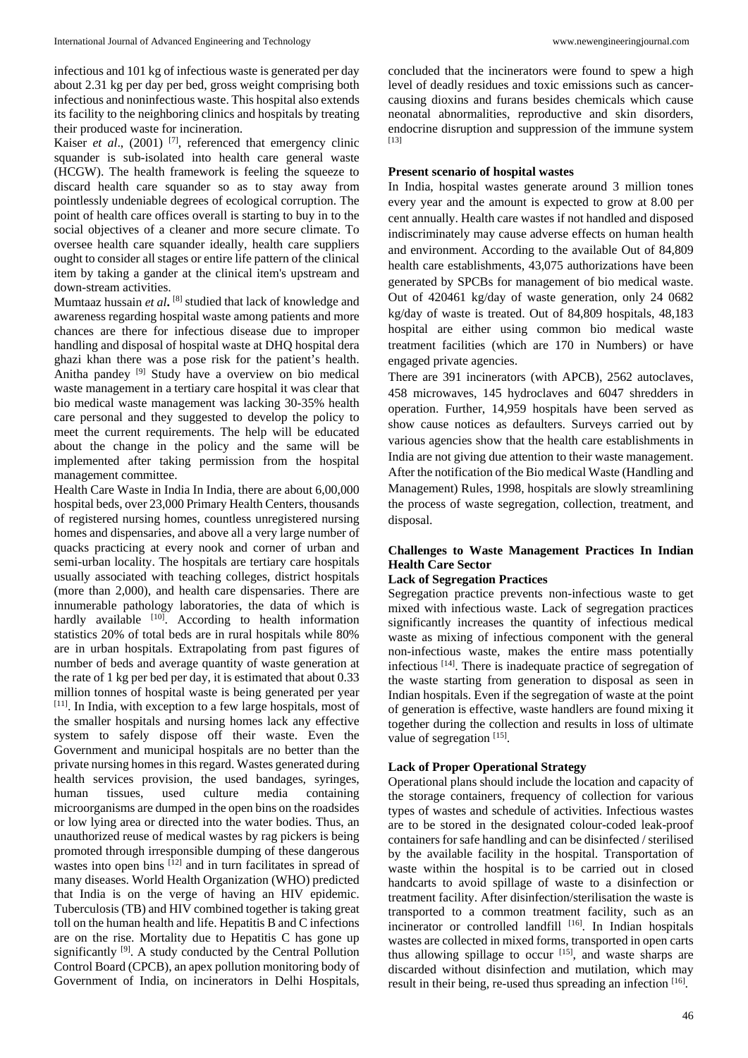infectious and 101 kg of infectious waste is generated per day about 2.31 kg per day per bed, gross weight comprising both infectious and noninfectious waste. This hospital also extends its facility to the neighboring clinics and hospitals by treating their produced waste for incineration.

Kaiser *et al*., (2001) [7], referenced that emergency clinic squander is sub-isolated into health care general waste (HCGW). The health framework is feeling the squeeze to discard health care squander so as to stay away from pointlessly undeniable degrees of ecological corruption. The point of health care offices overall is starting to buy in to the social objectives of a cleaner and more secure climate. To oversee health care squander ideally, health care suppliers ought to consider all stages or entire life pattern of the clinical item by taking a gander at the clinical item's upstream and down-stream activities.

Mumtaaz hussain *et al*. [8] studied that lack of knowledge and awareness regarding hospital waste among patients and more chances are there for infectious disease due to improper handling and disposal of hospital waste at DHQ hospital dera ghazi khan there was a pose risk for the patient's health. Anitha pandey [9] Study have a overview on bio medical waste management in a tertiary care hospital it was clear that bio medical waste management was lacking 30-35% health care personal and they suggested to develop the policy to meet the current requirements. The help will be educated about the change in the policy and the same will be implemented after taking permission from the hospital management committee.

Health Care Waste in India In India, there are about 6,00,000 hospital beds, over 23,000 Primary Health Centers, thousands of registered nursing homes, countless unregistered nursing homes and dispensaries, and above all a very large number of quacks practicing at every nook and corner of urban and semi-urban locality. The hospitals are tertiary care hospitals usually associated with teaching colleges, district hospitals (more than 2,000), and health care dispensaries. There are innumerable pathology laboratories, the data of which is hardly available [10]. According to health information statistics 20% of total beds are in rural hospitals while 80% are in urban hospitals. Extrapolating from past figures of number of beds and average quantity of waste generation at the rate of 1 kg per bed per day, it is estimated that about 0.33 million tonnes of hospital waste is being generated per year [11]. In India, with exception to a few large hospitals, most of the smaller hospitals and nursing homes lack any effective system to safely dispose off their waste. Even the Government and municipal hospitals are no better than the private nursing homes in this regard. Wastes generated during health services provision, the used bandages, syringes, human tissues, used culture media containing microorganisms are dumped in the open bins on the roadsides or low lying area or directed into the water bodies. Thus, an unauthorized reuse of medical wastes by rag pickers is being promoted through irresponsible dumping of these dangerous wastes into open bins [12] and in turn facilitates in spread of many diseases. World Health Organization (WHO) predicted that India is on the verge of having an HIV epidemic. Tuberculosis (TB) and HIV combined together is taking great toll on the human health and life. Hepatitis B and C infections are on the rise. Mortality due to Hepatitis C has gone up significantly [9]. A study conducted by the Central Pollution Control Board (CPCB), an apex pollution monitoring body of Government of India, on incinerators in Delhi Hospitals, concluded that the incinerators were found to spew a high level of deadly residues and toxic emissions such as cancer-causing dioxins and furans besides chemicals which cause neonatal abnormalities, reproductive and skin disorders, endocrine disruption and suppression of the immune system [13]

**Present scenario of hospital wastes**

In India, hospital wastes generate around 3 million tones every year and the amount is expected to grow at 8.00 per cent annually. Health care wastes if not handled and disposed indiscriminately may cause adverse effects on human health and environment. According to the available Out of 84,809 health care establishments, 43,075 authorizations have been generated by SPCBs for management of bio medical waste. Out of 420461 kg/day of waste generation, only 24 0682 kg/day of waste is treated. Out of 84,809 hospitals, 48,183 hospital are either using common bio medical waste treatment facilities (which are 170 in Numbers) or have engaged private agencies.

There are 391 incinerators (with APCB), 2562 autoclaves, 458 microwaves, 145 hydroclaves and 6047 shredders in operation. Further, 14,959 hospitals have been served as show cause notices as defaulters. Surveys carried out by various agencies show that the health care establishments in India are not giving due attention to their waste management. After the notification of the Bio medical Waste (Handling and Management) Rules, 1998, hospitals are slowly streamlining the process of waste segregation, collection, treatment, and disposal.

**Challenges to Waste Management Practices In Indian Health Care Sector**

**Lack of Segregation Practices**

Segregation practice prevents non-infectious waste to get mixed with infectious waste. Lack of segregation practices significantly increases the quantity of infectious medical waste as mixing of infectious component with the general non-infectious waste, makes the entire mass potentially infectious [14]. There is inadequate practice of segregation of the waste starting from generation to disposal as seen in Indian hospitals. Even if the segregation of waste at the point of generation is effective, waste handlers are found mixing it together during the collection and results in loss of ultimate value of segregation [15].

**Lack of Proper Operational Strategy**

Operational plans should include the location and capacity of the storage containers, frequency of collection for various types of wastes and schedule of activities. Infectious wastes are to be stored in the designated colour-coded leak-proof containers for safe handling and can be disinfected / sterilised by the available facility in the hospital. Transportation of waste within the hospital is to be carried out in closed handcarts to avoid spillage of waste to a disinfection or treatment facility. After disinfection/sterilisation the waste is transported to a common treatment facility, such as an incinerator or controlled landfill [16]. In Indian hospitals wastes are collected in mixed forms, transported in open carts thus allowing spillage to occur [15], and waste sharps are discarded without disinfection and mutilation, which may result in their being, re-used thus spreading an infection [16].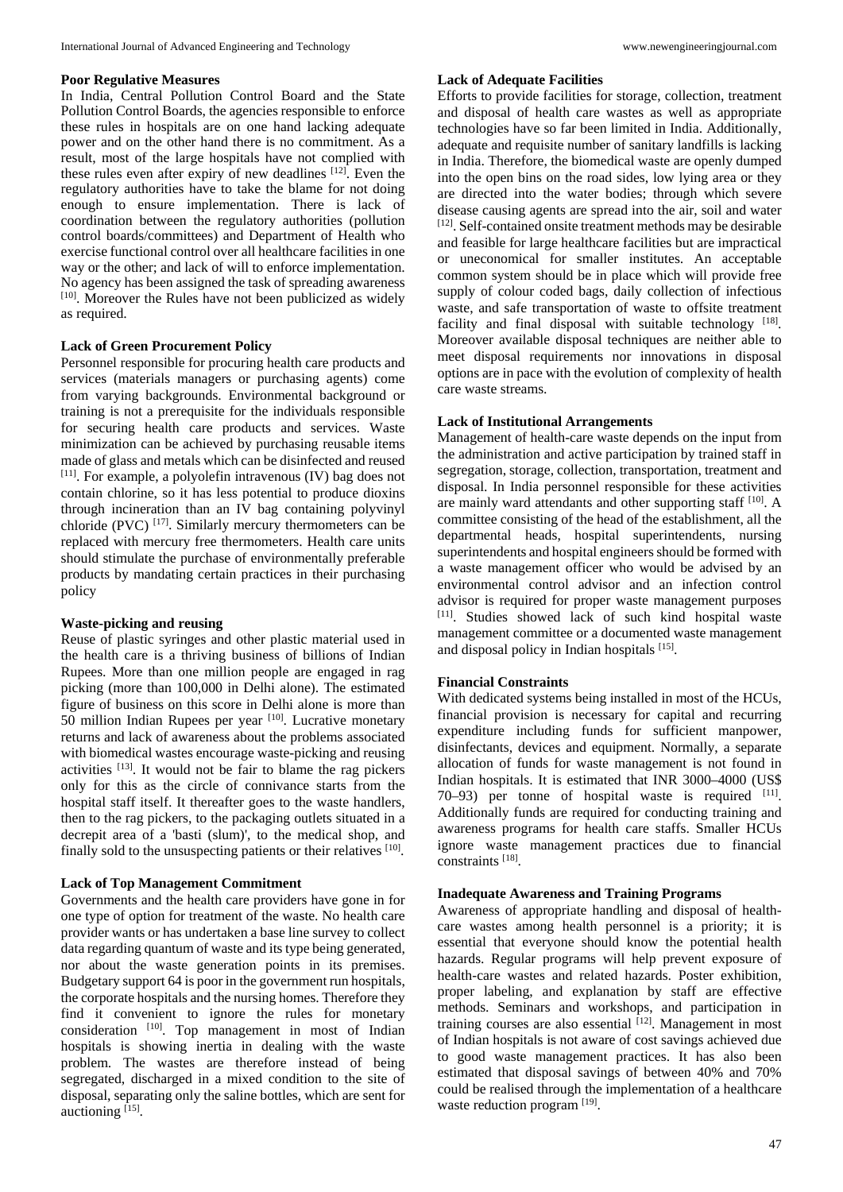### Poor Regulative Measures

In India, Central Pollution Control Board and the State Pollution Control Boards, the agencies responsible to enforce these rules in hospitals are on one hand lacking adequate power and on the other hand there is no commitment. As a result, most of the large hospitals have not complied with these rules even after expiry of new deadlines [12]. Even the regulatory authorities have to take the blame for not doing enough to ensure implementation. There is lack of coordination between the regulatory authorities (pollution control boards/committees) and Department of Health who exercise functional control over all healthcare facilities in one way or the other; and lack of will to enforce implementation. No agency has been assigned the task of spreading awareness [10]. Moreover the Rules have not been publicized as widely as required.

### Lack of Green Procurement Policy

Personnel responsible for procuring health care products and services (materials managers or purchasing agents) come from varying backgrounds. Environmental background or training is not a prerequisite for the individuals responsible for securing health care products and services. Waste minimization can be achieved by purchasing reusable items made of glass and metals which can be disinfected and reused [11]. For example, a polyolefin intravenous (IV) bag does not contain chlorine, so it has less potential to produce dioxins through incineration than an IV bag containing polyvinyl chloride (PVC) [17]. Similarly mercury thermometers can be replaced with mercury free thermometers. Health care units should stimulate the purchase of environmentally preferable products by mandating certain practices in their purchasing policy

### Waste-picking and reusing

Reuse of plastic syringes and other plastic material used in the health care is a thriving business of billions of Indian Rupees. More than one million people are engaged in rag picking (more than 100,000 in Delhi alone). The estimated figure of business on this score in Delhi alone is more than 50 million Indian Rupees per year [10]. Lucrative monetary returns and lack of awareness about the problems associated with biomedical wastes encourage waste-picking and reusing activities [13]. It would not be fair to blame the rag pickers only for this as the circle of connivance starts from the hospital staff itself. It thereafter goes to the waste handlers, then to the rag pickers, to the packaging outlets situated in a decrepit area of a 'basti (slum)', to the medical shop, and finally sold to the unsuspecting patients or their relatives [10].

### Lack of Top Management Commitment

Governments and the health care providers have gone in for one type of option for treatment of the waste. No health care provider wants or has undertaken a base line survey to collect data regarding quantum of waste and its type being generated, nor about the waste generation points in its premises. Budgetary support 64 is poor in the government run hospitals, the corporate hospitals and the nursing homes. Therefore they find it convenient to ignore the rules for monetary consideration [10]. Top management in most of Indian hospitals is showing inertia in dealing with the waste problem. The wastes are therefore instead of being segregated, discharged in a mixed condition to the site of disposal, separating only the saline bottles, which are sent for auctioning [15].

### Lack of Adequate Facilities

Efforts to provide facilities for storage, collection, treatment and disposal of health care wastes as well as appropriate technologies have so far been limited in India. Additionally, adequate and requisite number of sanitary landfills is lacking in India. Therefore, the biomedical waste are openly dumped into the open bins on the road sides, low lying area or they are directed into the water bodies; through which severe disease causing agents are spread into the air, soil and water [12]. Self-contained onsite treatment methods may be desirable and feasible for large healthcare facilities but are impractical or uneconomical for smaller institutes. An acceptable common system should be in place which will provide free supply of colour coded bags, daily collection of infectious waste, and safe transportation of waste to offsite treatment facility and final disposal with suitable technology [18]. Moreover available disposal techniques are neither able to meet disposal requirements nor innovations in disposal options are in pace with the evolution of complexity of health care waste streams.

### Lack of Institutional Arrangements

Management of health-care waste depends on the input from the administration and active participation by trained staff in segregation, storage, collection, transportation, treatment and disposal. In India personnel responsible for these activities are mainly ward attendants and other supporting staff [10]. A committee consisting of the head of the establishment, all the departmental heads, hospital superintendents, nursing superintendents and hospital engineers should be formed with a waste management officer who would be advised by an environmental control advisor and an infection control advisor is required for proper waste management purposes [11]. Studies showed lack of such kind hospital waste management committee or a documented waste management and disposal policy in Indian hospitals [15].

### Financial Constraints

With dedicated systems being installed in most of the HCUs, financial provision is necessary for capital and recurring expenditure including funds for sufficient manpower, disinfectants, devices and equipment. Normally, a separate allocation of funds for waste management is not found in Indian hospitals. It is estimated that INR 3000–4000 (US$ 70–93) per tonne of hospital waste is required [11]. Additionally funds are required for conducting training and awareness programs for health care staffs. Smaller HCUs ignore waste management practices due to financial constraints [18].

### Inadequate Awareness and Training Programs

Awareness of appropriate handling and disposal of health-care wastes among health personnel is a priority; it is essential that everyone should know the potential health hazards. Regular programs will help prevent exposure of health-care wastes and related hazards. Poster exhibition, proper labeling, and explanation by staff are effective methods. Seminars and workshops, and participation in training courses are also essential [12]. Management in most of Indian hospitals is not aware of cost savings achieved due to good waste management practices. It has also been estimated that disposal savings of between 40% and 70% could be realised through the implementation of a healthcare waste reduction program [19].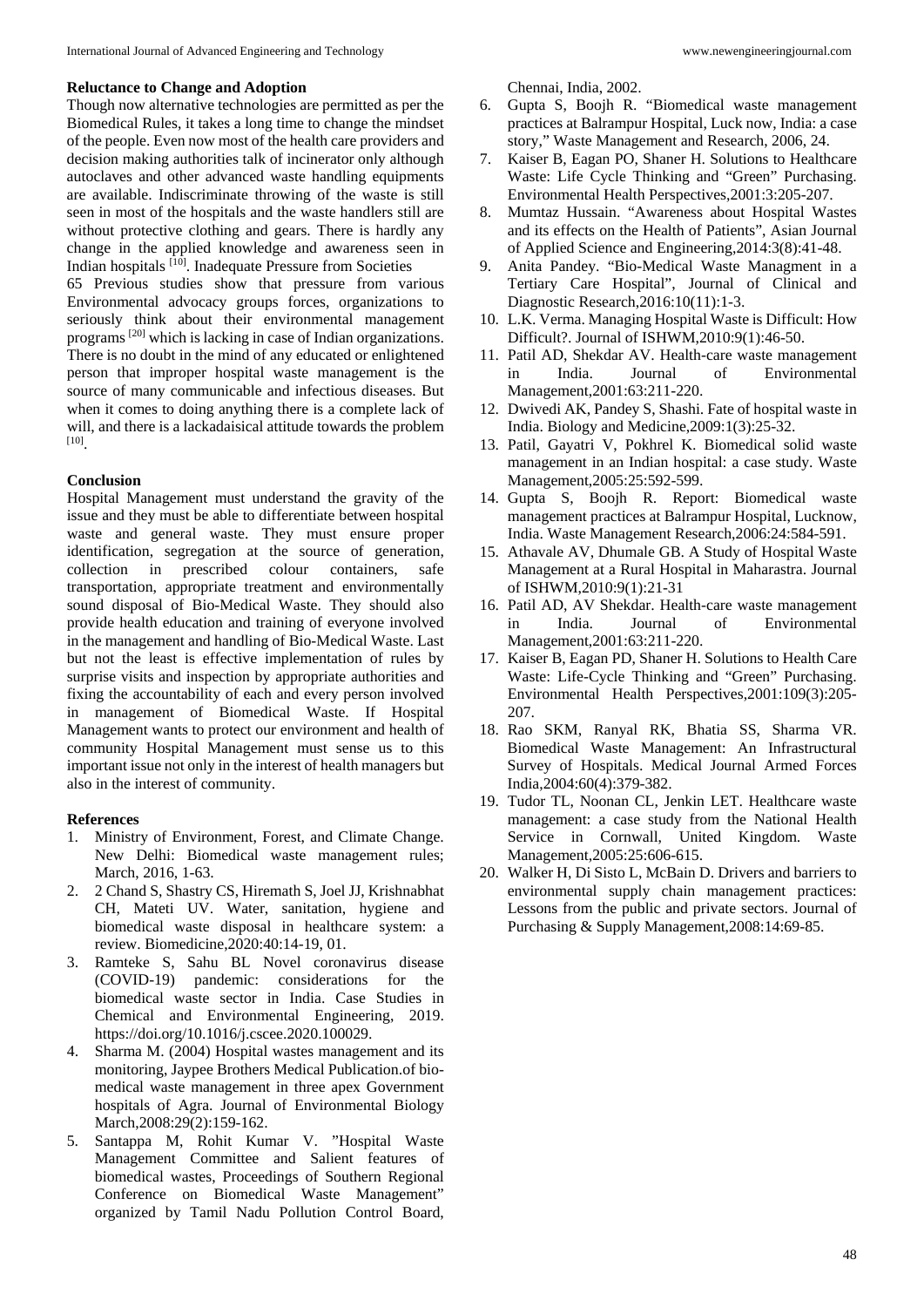**Reluctance to Change and Adoption**

Though now alternative technologies are permitted as per the Biomedical Rules, it takes a long time to change the mindset of the people. Even now most of the health care providers and decision making authorities talk of incinerator only although autoclaves and other advanced waste handling equipments are available. Indiscriminate throwing of the waste is still seen in most of the hospitals and the waste handlers still are without protective clothing and gears. There is hardly any change in the applied knowledge and awareness seen in Indian hospitals [10]. Inadequate Pressure from Societies

65 Previous studies show that pressure from various Environmental advocacy groups forces, organizations to seriously think about their environmental management programs [20] which is lacking in case of Indian organizations. There is no doubt in the mind of any educated or enlightened person that improper hospital waste management is the source of many communicable and infectious diseases. But when it comes to doing anything there is a complete lack of will, and there is a lackadaisical attitude towards the problem [10].

**Conclusion**

Hospital Management must understand the gravity of the issue and they must be able to differentiate between hospital waste and general waste. They must ensure proper identification, segregation at the source of generation, collection in prescribed colour containers, safe transportation, appropriate treatment and environmentally sound disposal of Bio-Medical Waste. They should also provide health education and training of everyone involved in the management and handling of Bio-Medical Waste. Last but not the least is effective implementation of rules by surprise visits and inspection by appropriate authorities and fixing the accountability of each and every person involved in management of Biomedical Waste. If Hospital Management wants to protect our environment and health of community Hospital Management must sense us to this important issue not only in the interest of health managers but also in the interest of community.

**References**

1. Ministry of Environment, Forest, and Climate Change. New Delhi: Biomedical waste management rules; March, 2016, 1-63.
2. 2 Chand S, Shastry CS, Hiremath S, Joel JJ, Krishnabhat CH, Mateti UV. Water, sanitation, hygiene and biomedical waste disposal in healthcare system: a review. Biomedicine,2020:40:14-19, 01.
3. Ramteke S, Sahu BL Novel coronavirus disease (COVID-19) pandemic: considerations for the biomedical waste sector in India. Case Studies in Chemical and Environmental Engineering, 2019. https://doi.org/10.1016/j.cscee.2020.100029.
4. Sharma M. (2004) Hospital wastes management and its monitoring, Jaypee Brothers Medical Publication.of bio-medical waste management in three apex Government hospitals of Agra. Journal of Environmental Biology March,2008:29(2):159-162.
5. Santappa M, Rohit Kumar V. "Hospital Waste Management Committee and Salient features of biomedical wastes, Proceedings of Southern Regional Conference on Biomedical Waste Management" organized by Tamil Nadu Pollution Control Board, Chennai, India, 2002.
6. Gupta S, Boojh R. "Biomedical waste management practices at Balrampur Hospital, Luck now, India: a case story," Waste Management and Research, 2006, 24.
7. Kaiser B, Eagan PO, Shaner H. Solutions to Healthcare Waste: Life Cycle Thinking and "Green" Purchasing. Environmental Health Perspectives,2001:3:205-207.
8. Mumtaz Hussain. "Awareness about Hospital Wastes and its effects on the Health of Patients", Asian Journal of Applied Science and Engineering,2014:3(8):41-48.
9. Anita Pandey. "Bio-Medical Waste Managment in a Tertiary Care Hospital", Journal of Clinical and Diagnostic Research,2016:10(11):1-3.
10. L.K. Verma. Managing Hospital Waste is Difficult: How Difficult?. Journal of ISHWM,2010:9(1):46-50.
11. Patil AD, Shekdar AV. Health-care waste management in India. Journal of Environmental Management,2001:63:211-220.
12. Dwivedi AK, Pandey S, Shashi. Fate of hospital waste in India. Biology and Medicine,2009:1(3):25-32.
13. Patil, Gayatri V, Pokhrel K. Biomedical solid waste management in an Indian hospital: a case study. Waste Management,2005:25:592-599.
14. Gupta S, Boojh R. Report: Biomedical waste management practices at Balrampur Hospital, Lucknow, India. Waste Management Research,2006:24:584-591.
15. Athavale AV, Dhumale GB. A Study of Hospital Waste Management at a Rural Hospital in Maharastra. Journal of ISHWM,2010:9(1):21-31
16. Patil AD, AV Shekdar. Health-care waste management in India. Journal of Environmental Management,2001:63:211-220.
17. Kaiser B, Eagan PD, Shaner H. Solutions to Health Care Waste: Life-Cycle Thinking and "Green" Purchasing. Environmental Health Perspectives,2001:109(3):205-207.
18. Rao SKM, Ranyal RK, Bhatia SS, Sharma VR. Biomedical Waste Management: An Infrastructural Survey of Hospitals. Medical Journal Armed Forces India,2004:60(4):379-382.
19. Tudor TL, Noonan CL, Jenkin LET. Healthcare waste management: a case study from the National Health Service in Cornwall, United Kingdom. Waste Management,2005:25:606-615.
20. Walker H, Di Sisto L, McBain D. Drivers and barriers to environmental supply chain management practices: Lessons from the public and private sectors. Journal of Purchasing & Supply Management,2008:14:69-85.